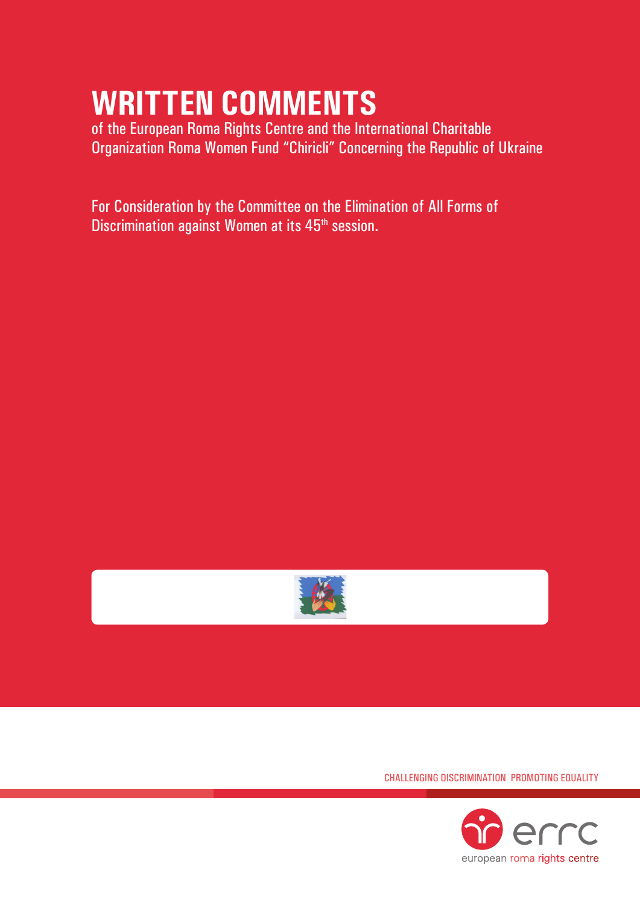# WRITTEN COMMENTS

of the European Roma Rights Centre and the International Charitable Organization Roma Women Fund "Chiricli" Concerning the Republic of Ukraine

For Consideration by the Committee on the Elimination of All Forms of Discrimination against Women at its 45th session.

CHALLENGING DISCRIMINATION PROMOTING EQUALITY

errc

european roma rights centre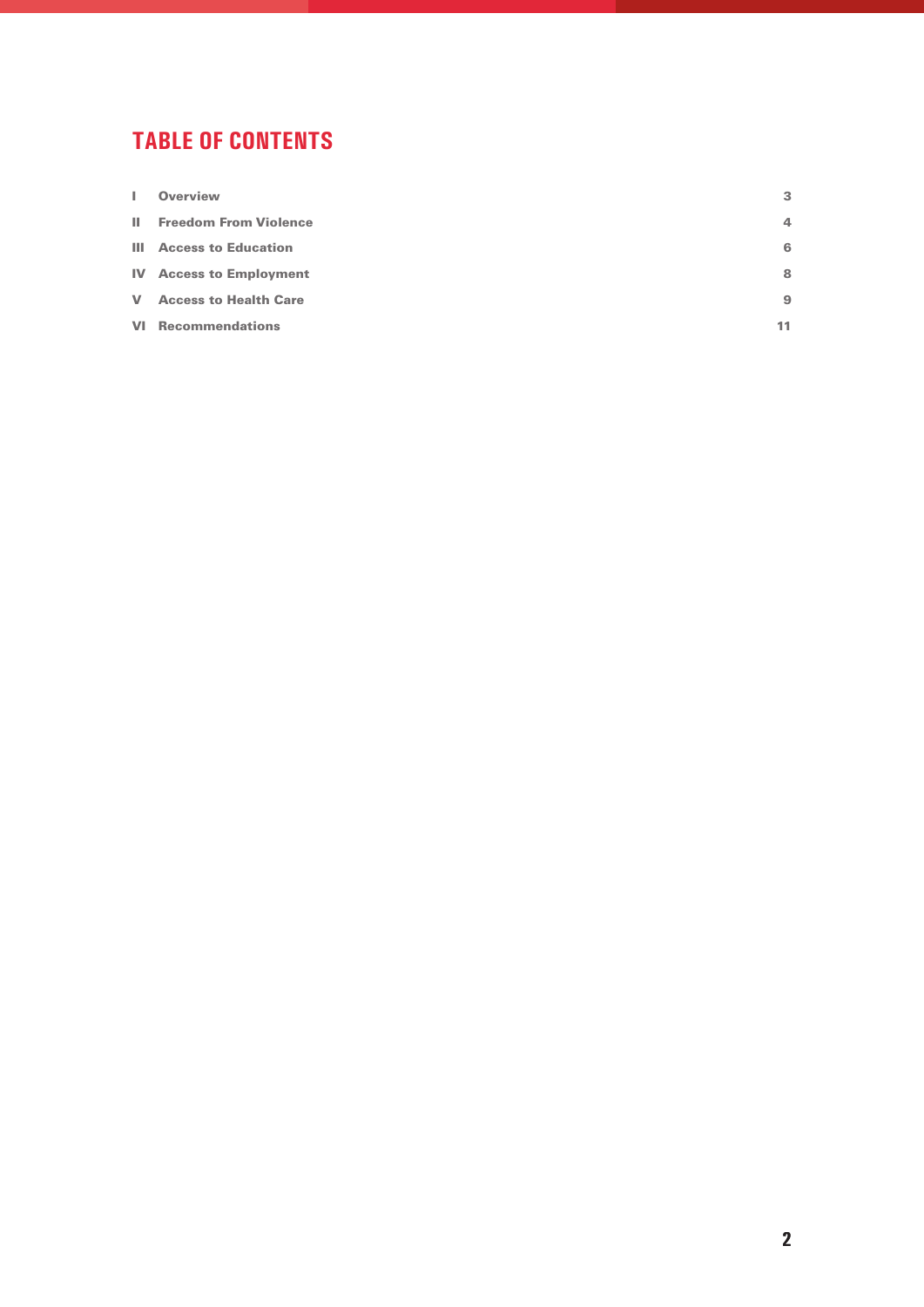# TABLE OF CONTENTS

| | | |
|---|---|---|
| I | Overview | 3 |
| II | Freedom From Violence | 4 |
| III | Access to Education | 6 |
| IV | Access to Employment | 8 |
| V | Access to Health Care | 9 |
| VI | Recommendations | 11 |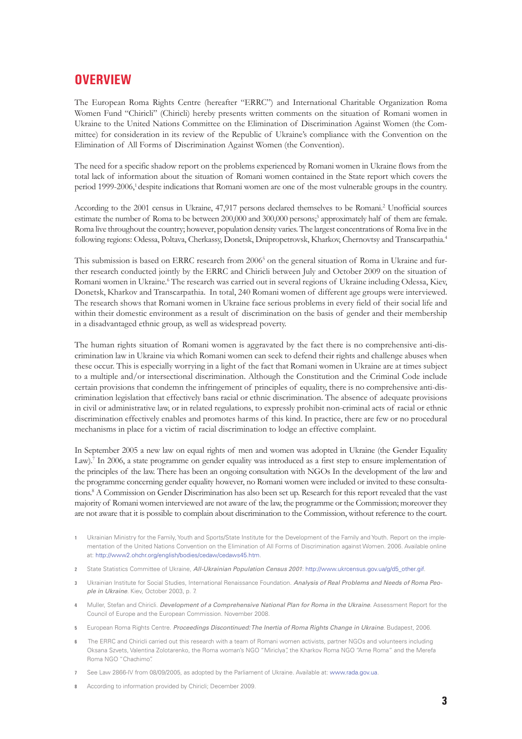# OVERVIEW

The European Roma Rights Centre (hereafter "ERRC") and International Charitable Organization Roma Women Fund "Chiricli" (Chiricli) hereby presents written comments on the situation of Romani women in Ukraine to the United Nations Committee on the Elimination of Discrimination Against Women (the Committee) for consideration in its review of the Republic of Ukraine's compliance with the Convention on the Elimination of All Forms of Discrimination Against Women (the Convention).

The need for a specific shadow report on the problems experienced by Romani women in Ukraine flows from the total lack of information about the situation of Romani women contained in the State report which covers the period 1999-2006,[1] despite indications that Romani women are one of the most vulnerable groups in the country.

According to the 2001 census in Ukraine, 47,917 persons declared themselves to be Romani.[2] Unofficial sources estimate the number of Roma to be between 200,000 and 300,000 persons;[3] approximately half of them are female. Roma live throughout the country; however, population density varies. The largest concentrations of Roma live in the following regions: Odessa, Poltava, Cherkassy, Donetsk, Dnipropetrovsk, Kharkov, Chernovtsy and Transcarpathia.[4]

This submission is based on ERRC research from 2006[5] on the general situation of Roma in Ukraine and further research conducted jointly by the ERRC and Chiricli between July and October 2009 on the situation of Romani women in Ukraine.[6] The research was carried out in several regions of Ukraine including Odessa, Kiev, Donetsk, Kharkov and Transcarpathia. In total, 240 Romani women of different age groups were interviewed. The research shows that Romani women in Ukraine face serious problems in every field of their social life and within their domestic environment as a result of discrimination on the basis of gender and their membership in a disadvantaged ethnic group, as well as widespread poverty.

The human rights situation of Romani women is aggravated by the fact there is no comprehensive anti-discrimination law in Ukraine via which Romani women can seek to defend their rights and challenge abuses when these occur. This is especially worrying in a light of the fact that Romani women in Ukraine are at times subject to a multiple and/or intersectional discrimination. Although the Constitution and the Criminal Code include certain provisions that condemn the infringement of principles of equality, there is no comprehensive anti-discrimination legislation that effectively bans racial or ethnic discrimination. The absence of adequate provisions in civil or administrative law, or in related regulations, to expressly prohibit non-criminal acts of racial or ethnic discrimination effectively enables and promotes harms of this kind. In practice, there are few or no procedural mechanisms in place for a victim of racial discrimination to lodge an effective complaint.

In September 2005 a new law on equal rights of men and women was adopted in Ukraine (the Gender Equality Law).[7] In 2006, a state programme on gender equality was introduced as a first step to ensure implementation of the principles of the law. There has been an ongoing consultation with NGOs In the development of the law and the programme concerning gender equality however, no Romani women were included or invited to these consultations.[8] A Commission on Gender Discrimination has also been set up. Research for this report revealed that the vast majority of Romani women interviewed are not aware of the law, the programme or the Commission; moreover they are not aware that it is possible to complain about discrimination to the Commission, without reference to the court.

1 Ukrainian Ministry for the Family, Youth and Sports/State Institute for the Development of the Family and Youth. Report on the implementation of the United Nations Convention on the Elimination of All Forms of Discrimination against Women. 2006. Available online at: http://www2.ohchr.org/english/bodies/cedaw/cedaws45.htm.

2 State Statistics Committee of Ukraine, *All-Ukrainian Population Census 2001*: http://www.ukrcensus.gov.ua/g/d5_other.gif.

3 Ukrainian Institute for Social Studies, International Renaissance Foundation. *Analysis of Real Problems and Needs of Roma People in Ukraine*. Kiev, October 2003, p. 7.

4 Muller, Stefan and Chiricli. *Development of a Comprehensive National Plan for Roma in the Ukraine*. Assessment Report for the Council of Europe and the European Commission. November 2008.

5 European Roma Rights Centre. *Proceedings Discontinued: The Inertia of Roma Rights Change in Ukraine*. Budapest, 2006.

6 The ERRC and Chiricli carried out this research with a team of Romani women activists, partner NGOs and volunteers including Oksana Szvets, Valentina Zolotarenko, the Roma woman's NGO "Miriclya", the Kharkov Roma NGO "Ame Roma" and the Merefa Roma NGO "Chachimo".

7 See Law 2866-IV from 08/09/2005, as adopted by the Parliament of Ukraine. Available at: www.rada.gov.ua.

8 According to information provided by Chiricli; December 2009.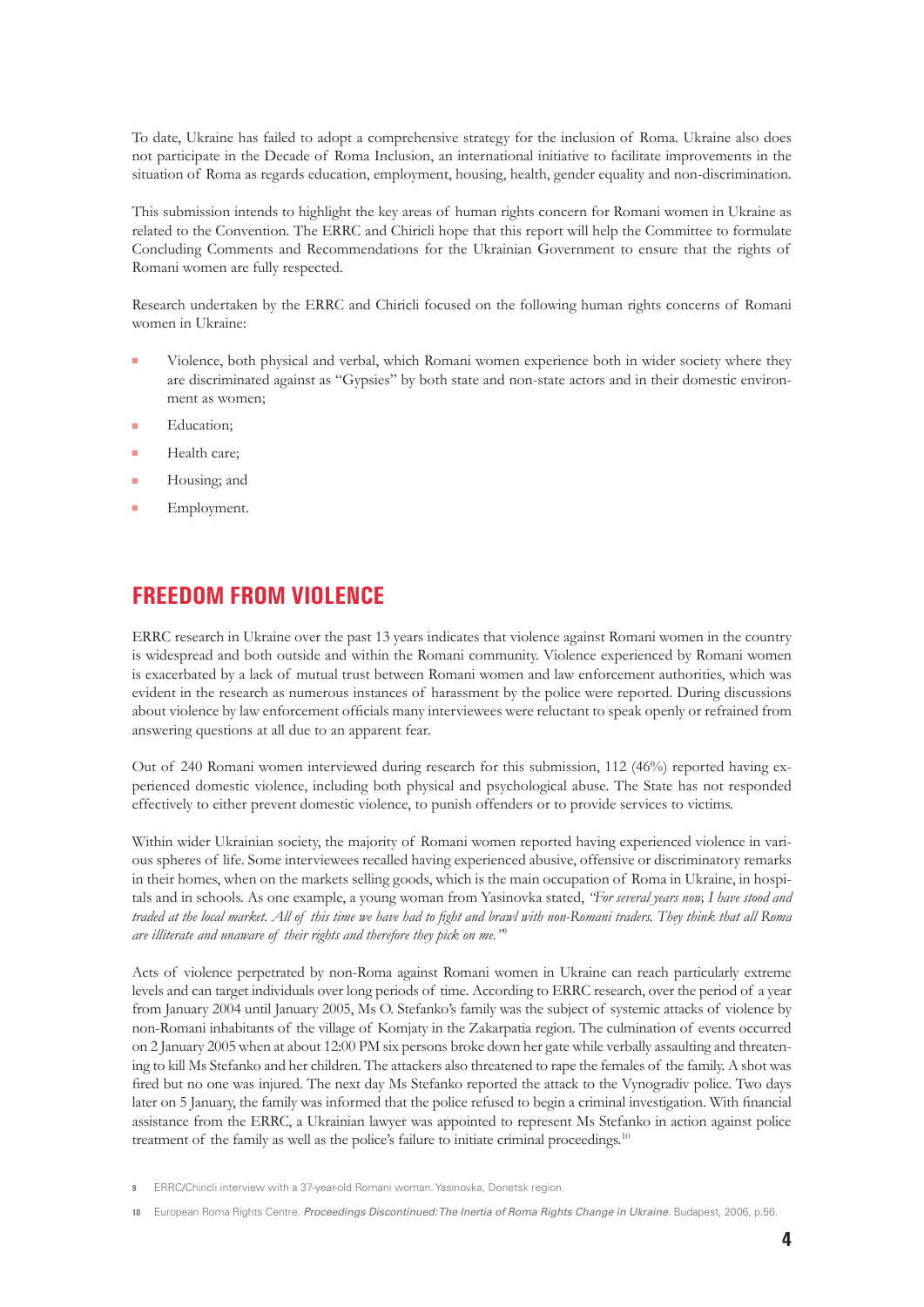To date, Ukraine has failed to adopt a comprehensive strategy for the inclusion of Roma. Ukraine also does not participate in the Decade of Roma Inclusion, an international initiative to facilitate improvements in the situation of Roma as regards education, employment, housing, health, gender equality and non-discrimination.

This submission intends to highlight the key areas of human rights concern for Romani women in Ukraine as related to the Convention. The ERRC and Chiricli hope that this report will help the Committee to formulate Concluding Comments and Recommendations for the Ukrainian Government to ensure that the rights of Romani women are fully respected.

Research undertaken by the ERRC and Chiricli focused on the following human rights concerns of Romani women in Ukraine:

- Violence, both physical and verbal, which Romani women experience both in wider society where they are discriminated against as "Gypsies" by both state and non-state actors and in their domestic environment as women;
- Education;
- Health care;
- Housing; and
- Employment.

## FREEDOM FROM VIOLENCE

ERRC research in Ukraine over the past 13 years indicates that violence against Romani women in the country is widespread and both outside and within the Romani community. Violence experienced by Romani women is exacerbated by a lack of mutual trust between Romani women and law enforcement authorities, which was evident in the research as numerous instances of harassment by the police were reported. During discussions about violence by law enforcement officials many interviewees were reluctant to speak openly or refrained from answering questions at all due to an apparent fear.

Out of 240 Romani women interviewed during research for this submission, 112 (46%) reported having experienced domestic violence, including both physical and psychological abuse. The State has not responded effectively to either prevent domestic violence, to punish offenders or to provide services to victims.

Within wider Ukrainian society, the majority of Romani women reported having experienced violence in various spheres of life. Some interviewees recalled having experienced abusive, offensive or discriminatory remarks in their homes, when on the markets selling goods, which is the main occupation of Roma in Ukraine, in hospitals and in schools. As one example, a young woman from Yasinovka stated, *"For several years now, I have stood and traded at the local market. All of this time we have had to fight and brawl with non-Romani traders. They think that all Roma are illiterate and unaware of their rights and therefore they pick on me."*[9]

Acts of violence perpetrated by non-Roma against Romani women in Ukraine can reach particularly extreme levels and can target individuals over long periods of time. According to ERRC research, over the period of a year from January 2004 until January 2005, Ms O. Stefanko's family was the subject of systemic attacks of violence by non-Romani inhabitants of the village of Komjaty in the Zakarpatia region. The culmination of events occurred on 2 January 2005 when at about 12:00 PM six persons broke down her gate while verbally assaulting and threatening to kill Ms Stefanko and her children. The attackers also threatened to rape the females of the family. A shot was fired but no one was injured. The next day Ms Stefanko reported the attack to the Vynogradiv police. Two days later on 5 January, the family was informed that the police refused to begin a criminal investigation. With financial assistance from the ERRC, a Ukrainian lawyer was appointed to represent Ms Stefanko in action against police treatment of the family as well as the police's failure to initiate criminal proceedings.[10]

9 ERRC/Chiricli interview with a 37-year-old Romani woman. Yasinovka, Donetsk region.

10 European Roma Rights Centre. *Proceedings Discontinued: The Inertia of Roma Rights Change in Ukraine*. Budapest, 2006, p.56.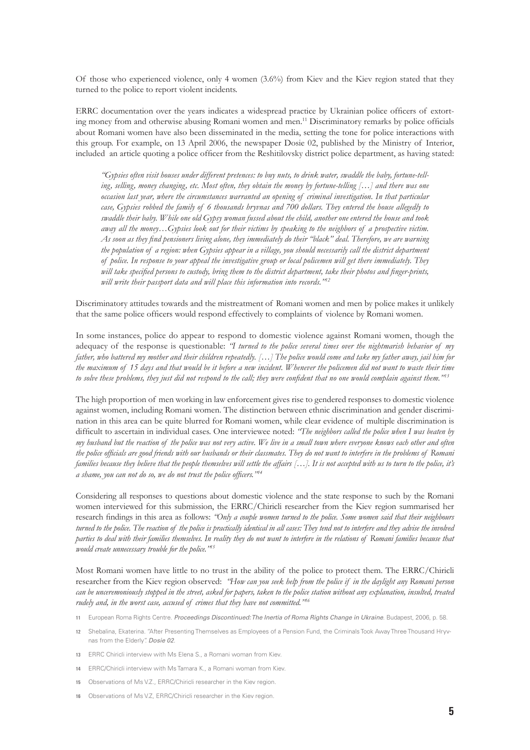Of those who experienced violence, only 4 women (3.6%) from Kiev and the Kiev region stated that they turned to the police to report violent incidents.

ERRC documentation over the years indicates a widespread practice by Ukrainian police officers of extorting money from and otherwise abusing Romani women and men.[11] Discriminatory remarks by police officials about Romani women have also been disseminated in the media, setting the tone for police interactions with this group. For example, on 13 April 2006, the newspaper Dosie 02, published by the Ministry of Interior, included an article quoting a police officer from the Reshitilovsky district police department, as having stated:

> *"Gypsies often visit houses under different pretences: to buy nuts, to drink water, swaddle the baby, fortune-telling, selling, money changing, etc. Most often, they obtain the money by fortune-telling […] and there was one occasion last year, where the circumstances warranted an opening of criminal investigation. In that particular case, Gypsies robbed the family of 6 thousands hryvnas and 700 dollars. They entered the house allegedly to swaddle their baby. While one old Gypsy woman fussed about the child, another one entered the house and took away all the money…Gypsies look out for their victims by speaking to the neighbors of a prospective victim. As soon as they find pensioners living alone, they immediately do their "black" deal. Therefore, we are warning the population of a region: when Gypsies appear in a village, you should necessarily call the district department of police. In response to your appeal the investigative group or local policemen will get there immediately. They will take specified persons to custody, bring them to the district department, take their photos and finger-prints, will write their passport data and will place this information into records."*[12]

Discriminatory attitudes towards and the mistreatment of Romani women and men by police makes it unlikely that the same police officers would respond effectively to complaints of violence by Romani women.

In some instances, police do appear to respond to domestic violence against Romani women, though the adequacy of the response is questionable: *"I turned to the police several times over the nightmarish behavior of my father, who battered my mother and their children repeatedly. […] The police would come and take my father away, jail him for the maximum of 15 days and that would be it before a new incident. Whenever the policemen did not want to waste their time to solve these problems, they just did not respond to the call; they were confident that no one would complain against them."*[13]

The high proportion of men working in law enforcement gives rise to gendered responses to domestic violence against women, including Romani women. The distinction between ethnic discrimination and gender discrimination in this area can be quite blurred for Romani women, while clear evidence of multiple discrimination is difficult to ascertain in individual cases. One interviewee noted: *"The neighbors called the police when I was beaten by my husband but the reaction of the police was not very active. We live in a small town where everyone knows each other and often the police officials are good friends with our husbands or their classmates. They do not want to interfere in the problems of Romani families because they believe that the people themselves will settle the affairs […]. It is not accepted with us to turn to the police, it's a shame, you can not do so, we do not trust the police officers."*[14]

Considering all responses to questions about domestic violence and the state response to such by the Romani women interviewed for this submission, the ERRC/Chiricli researcher from the Kiev region summarised her research findings in this area as follows: *"Only a couple women turned to the police. Some women said that their neighbours turned to the police. The reaction of the police is practically identical in all cases: They tend not to interfere and they advise the involved parties to deal with their families themselves. In reality they do not want to interfere in the relations of Romani families because that would create unnecessary trouble for the police."*[15]

Most Romani women have little to no trust in the ability of the police to protect them. The ERRC/Chiricli researcher from the Kiev region observed: *"How can you seek help from the police if in the daylight any Romani person can be unceremoniously stopped in the street, asked for papers, taken to the police station without any explanation, insulted, treated rudely and, in the worst case, accused of crimes that they have not committed."*[16]

---

11 European Roma Rights Centre. *Proceedings Discontinued: The Inertia of Roma Rights Change in Ukraine*. Budapest, 2006, p. 58.

12 Shebalina, Ekaterina. "After Presenting Themselves as Employees of a Pension Fund, the Criminals Took Away Three Thousand Hryvnas from the Elderly". *Dosie 02*.

13 ERRC Chiricli interview with Ms Elena S., a Romani woman from Kiev.

14 ERRC/Chiricli interview with Ms Tamara K., a Romani woman from Kiev.

15 Observations of Ms V.Z., ERRC/Chiricli researcher in the Kiev region.

16 Observations of Ms V.Z, ERRC/Chiricli researcher in the Kiev region.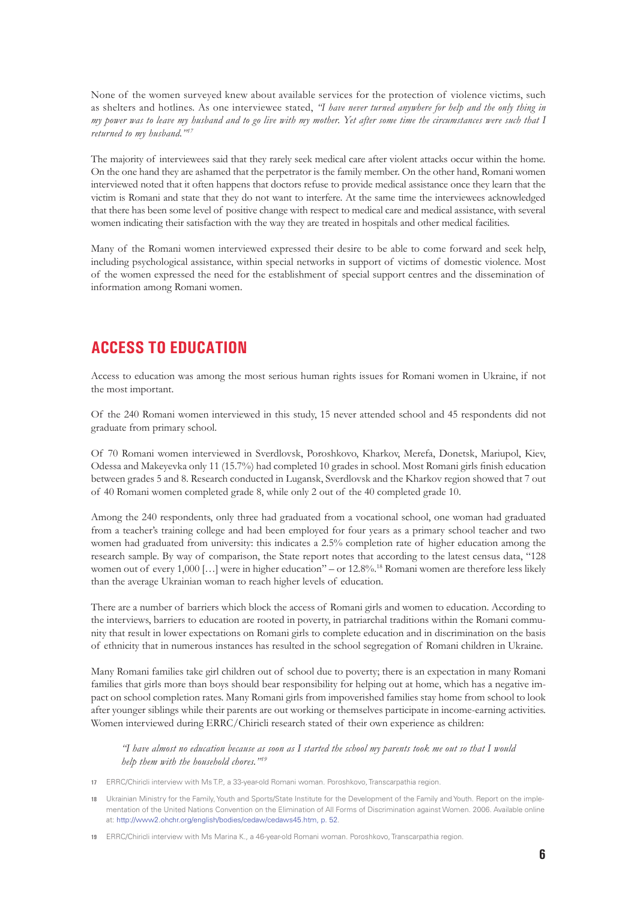None of the women surveyed knew about available services for the protection of violence victims, such as shelters and hotlines. As one interviewee stated, *"I have never turned anywhere for help and the only thing in my power was to leave my husband and to go live with my mother. Yet after some time the circumstances were such that I returned to my husband."*[17]

The majority of interviewees said that they rarely seek medical care after violent attacks occur within the home. On the one hand they are ashamed that the perpetrator is the family member. On the other hand, Romani women interviewed noted that it often happens that doctors refuse to provide medical assistance once they learn that the victim is Romani and state that they do not want to interfere. At the same time the interviewees acknowledged that there has been some level of positive change with respect to medical care and medical assistance, with several women indicating their satisfaction with the way they are treated in hospitals and other medical facilities.

Many of the Romani women interviewed expressed their desire to be able to come forward and seek help, including psychological assistance, within special networks in support of victims of domestic violence. Most of the women expressed the need for the establishment of special support centres and the dissemination of information among Romani women.

## ACCESS TO EDUCATION

Access to education was among the most serious human rights issues for Romani women in Ukraine, if not the most important.

Of the 240 Romani women interviewed in this study, 15 never attended school and 45 respondents did not graduate from primary school.

Of 70 Romani women interviewed in Sverdlovsk, Poroshkovo, Kharkov, Merefa, Donetsk, Mariupol, Kiev, Odessa and Makeyevka only 11 (15.7%) had completed 10 grades in school. Most Romani girls finish education between grades 5 and 8. Research conducted in Lugansk, Sverdlovsk and the Kharkov region showed that 7 out of 40 Romani women completed grade 8, while only 2 out of the 40 completed grade 10.

Among the 240 respondents, only three had graduated from a vocational school, one woman had graduated from a teacher's training college and had been employed for four years as a primary school teacher and two women had graduated from university: this indicates a 2.5% completion rate of higher education among the research sample. By way of comparison, the State report notes that according to the latest census data, "128 women out of every 1,000 […] were in higher education" – or 12.8%.[18] Romani women are therefore less likely than the average Ukrainian woman to reach higher levels of education.

There are a number of barriers which block the access of Romani girls and women to education. According to the interviews, barriers to education are rooted in poverty, in patriarchal traditions within the Romani community that result in lower expectations on Romani girls to complete education and in discrimination on the basis of ethnicity that in numerous instances has resulted in the school segregation of Romani children in Ukraine.

Many Romani families take girl children out of school due to poverty; there is an expectation in many Romani families that girls more than boys should bear responsibility for helping out at home, which has a negative impact on school completion rates. Many Romani girls from impoverished families stay home from school to look after younger siblings while their parents are out working or themselves participate in income-earning activities. Women interviewed during ERRC/Chiricli research stated of their own experience as children:

> *"I have almost no education because as soon as I started the school my parents took me out so that I would help them with the household chores."*[19]

---

[17] ERRC/Chiricli interview with Ms T.P., a 33-year-old Romani woman. Poroshkovo, Transcarpathia region.

[18] Ukrainian Ministry for the Family, Youth and Sports/State Institute for the Development of the Family and Youth. Report on the implementation of the United Nations Convention on the Elimination of All Forms of Discrimination against Women. 2006. Available online at: http://www2.ohchr.org/english/bodies/cedaw/cedaws45.htm, p. 52.

[19] ERRC/Chiricli interview with Ms Marina K., a 46-year-old Romani woman. Poroshkovo, Transcarpathia region.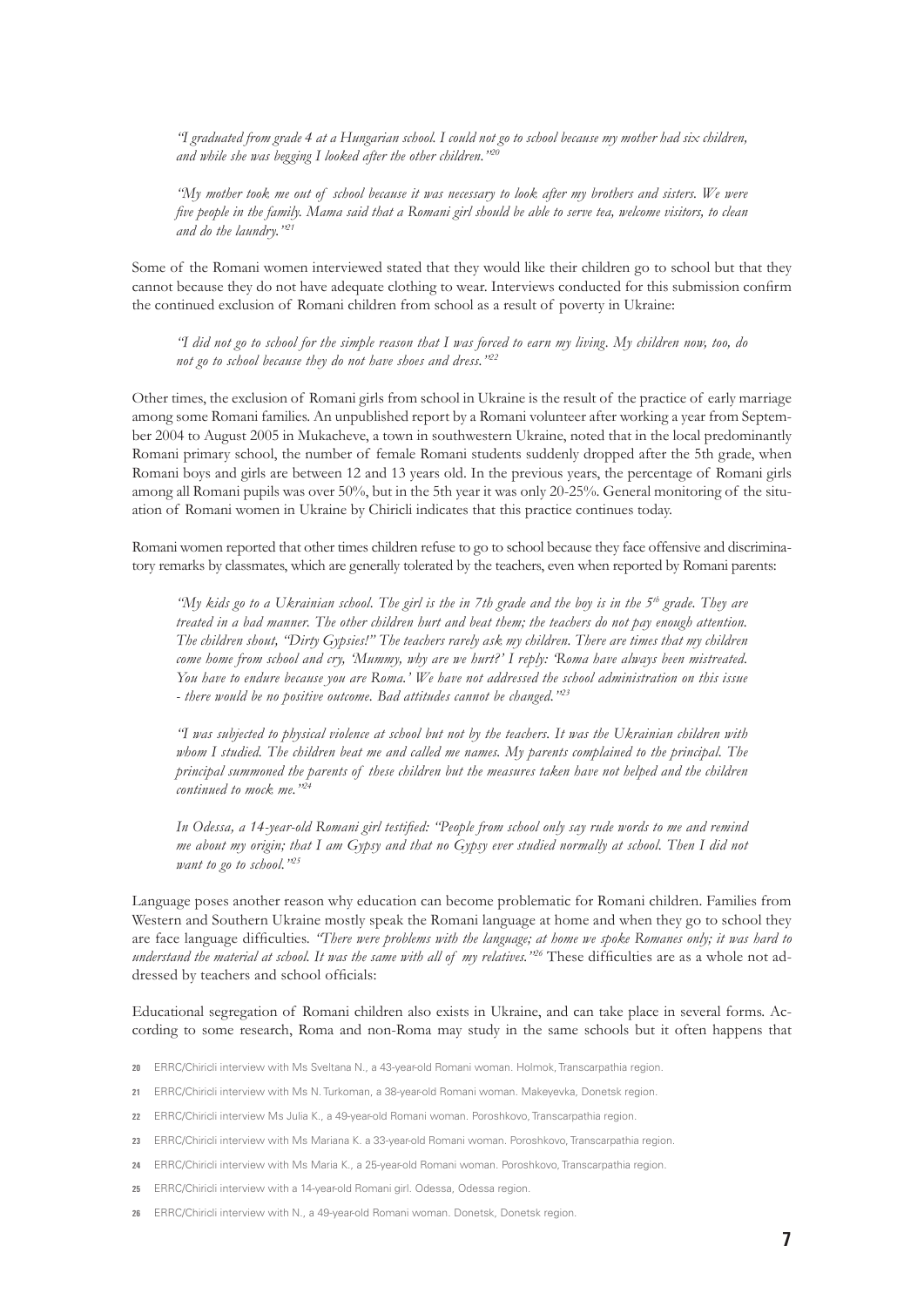*"I graduated from grade 4 at a Hungarian school. I could not go to school because my mother had six children, and while she was begging I looked after the other children."*[20]

*"My mother took me out of school because it was necessary to look after my brothers and sisters. We were five people in the family. Mama said that a Romani girl should be able to serve tea, welcome visitors, to clean and do the laundry."*[21]

Some of the Romani women interviewed stated that they would like their children go to school but that they cannot because they do not have adequate clothing to wear. Interviews conducted for this submission confirm the continued exclusion of Romani children from school as a result of poverty in Ukraine:

*"I did not go to school for the simple reason that I was forced to earn my living. My children now, too, do not go to school because they do not have shoes and dress."*[22]

Other times, the exclusion of Romani girls from school in Ukraine is the result of the practice of early marriage among some Romani families. An unpublished report by a Romani volunteer after working a year from September 2004 to August 2005 in Mukacheve, a town in southwestern Ukraine, noted that in the local predominantly Romani primary school, the number of female Romani students suddenly dropped after the 5th grade, when Romani boys and girls are between 12 and 13 years old. In the previous years, the percentage of Romani girls among all Romani pupils was over 50%, but in the 5th year it was only 20-25%. General monitoring of the situation of Romani women in Ukraine by Chiricli indicates that this practice continues today.

Romani women reported that other times children refuse to go to school because they face offensive and discriminatory remarks by classmates, which are generally tolerated by the teachers, even when reported by Romani parents:

*"My kids go to a Ukrainian school. The girl is the in 7th grade and the boy is in the 5th grade. They are treated in a bad manner. The other children hurt and beat them; the teachers do not pay enough attention. The children shout, "Dirty Gypsies!" The teachers rarely ask my children. There are times that my children come home from school and cry, 'Mummy, why are we hurt?' I reply: 'Roma have always been mistreated. You have to endure because you are Roma.' We have not addressed the school administration on this issue - there would be no positive outcome. Bad attitudes cannot be changed."*[23]

*"I was subjected to physical violence at school but not by the teachers. It was the Ukrainian children with whom I studied. The children beat me and called me names. My parents complained to the principal. The principal summoned the parents of these children but the measures taken have not helped and the children continued to mock me."*[24]

*In Odessa, a 14-year-old Romani girl testified: "People from school only say rude words to me and remind me about my origin; that I am Gypsy and that no Gypsy ever studied normally at school. Then I did not want to go to school."*[25]

Language poses another reason why education can become problematic for Romani children. Families from Western and Southern Ukraine mostly speak the Romani language at home and when they go to school they are face language difficulties. *"There were problems with the language; at home we spoke Romanes only; it was hard to understand the material at school. It was the same with all of my relatives."*[26] These difficulties are as a whole not addressed by teachers and school officials:

Educational segregation of Romani children also exists in Ukraine, and can take place in several forms. According to some research, Roma and non-Roma may study in the same schools but it often happens that

[20] ERRC/Chiricli interview with Ms Sveltana N., a 43-year-old Romani woman. Holmok, Transcarpathia region.

[21] ERRC/Chiricli interview with Ms N. Turkoman, a 38-year-old Romani woman. Makeyevka, Donetsk region.

[22] ERRC/Chiricli interview Ms Julia K., a 49-year-old Romani woman. Poroshkovo, Transcarpathia region.

[23] ERRC/Chiricli interview with Ms Mariana K. a 33-year-old Romani woman. Poroshkovo, Transcarpathia region.

[24] ERRC/Chiricli interview with Ms Maria K., a 25-year-old Romani woman. Poroshkovo, Transcarpathia region.

[25] ERRC/Chiricli interview with a 14-year-old Romani girl. Odessa, Odessa region.

[26] ERRC/Chiricli interview with N., a 49-year-old Romani woman. Donetsk, Donetsk region.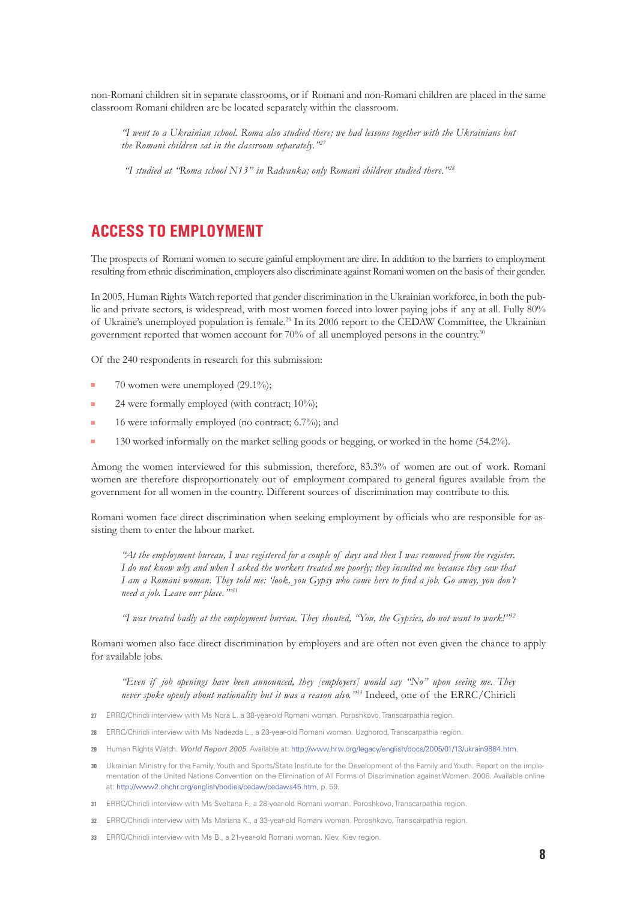non-Romani children sit in separate classrooms, or if Romani and non-Romani children are placed in the same classroom Romani children are be located separately within the classroom.

> *"I went to a Ukrainian school. Roma also studied there; we had lessons together with the Ukrainians but the Romani children sat in the classroom separately."*[27]

> *"I studied at "Roma school N13" in Radvanka; only Romani children studied there."*[28]

## ACCESS TO EMPLOYMENT

The prospects of Romani women to secure gainful employment are dire. In addition to the barriers to employment resulting from ethnic discrimination, employers also discriminate against Romani women on the basis of their gender.

In 2005, Human Rights Watch reported that gender discrimination in the Ukrainian workforce, in both the public and private sectors, is widespread, with most women forced into lower paying jobs if any at all. Fully 80% of Ukraine's unemployed population is female.[29] In its 2006 report to the CEDAW Committee, the Ukrainian government reported that women account for 70% of all unemployed persons in the country.[30]

Of the 240 respondents in research for this submission:

- 70 women were unemployed (29.1%);
- 24 were formally employed (with contract; 10%);
- 16 were informally employed (no contract; 6.7%); and
- 130 worked informally on the market selling goods or begging, or worked in the home (54.2%).

Among the women interviewed for this submission, therefore, 83.3% of women are out of work. Romani women are therefore disproportionately out of employment compared to general figures available from the government for all women in the country. Different sources of discrimination may contribute to this.

Romani women face direct discrimination when seeking employment by officials who are responsible for assisting them to enter the labour market.

> *"At the employment bureau, I was registered for a couple of days and then I was removed from the register. I do not know why and when I asked the workers treated me poorly; they insulted me because they saw that I am a Romani woman. They told me: 'look, you Gypsy who came here to find a job. Go away, you don't need a job. Leave our place.'"*[31]

> *"I was treated badly at the employment bureau. They shouted, "You, the Gypsies, do not want to work!"*[32]

Romani women also face direct discrimination by employers and are often not even given the chance to apply for available jobs.

> *"Even if job openings have been announced, they [employers] would say "No" upon seeing me. They never spoke openly about nationality but it was a reason also."*[33] Indeed, one of the ERRC/Chiricli

---

27 ERRC/Chiricli interview with Ms Nora L. a 38-year-old Romani woman. Poroshkovo, Transcarpathia region.

28 ERRC/Chiricli interview with Ms Nadezda L., a 23-year-old Romani woman. Uzghorod, Transcarpathia region.

29 Human Rights Watch. *World Report 2005*. Available at: http://www.hrw.org/legacy/english/docs/2005/01/13/ukrain9884.htm.

30 Ukrainian Ministry for the Family, Youth and Sports/State Institute for the Development of the Family and Youth. Report on the implementation of the United Nations Convention on the Elimination of All Forms of Discrimination against Women. 2006. Available online at: http://www2.ohchr.org/english/bodies/cedaw/cedaws45.htm, p. 59.

31 ERRC/Chiricli interview with Ms Sveltana F., a 28-year-old Romani woman. Poroshkovo, Transcarpathia region.

32 ERRC/Chiricli interview with Ms Mariana K., a 33-year-old Romani woman. Poroshkovo, Transcarpathia region.

33 ERRC/Chiricli interview with Ms B., a 21-year-old Romani woman. Kiev, Kiev region.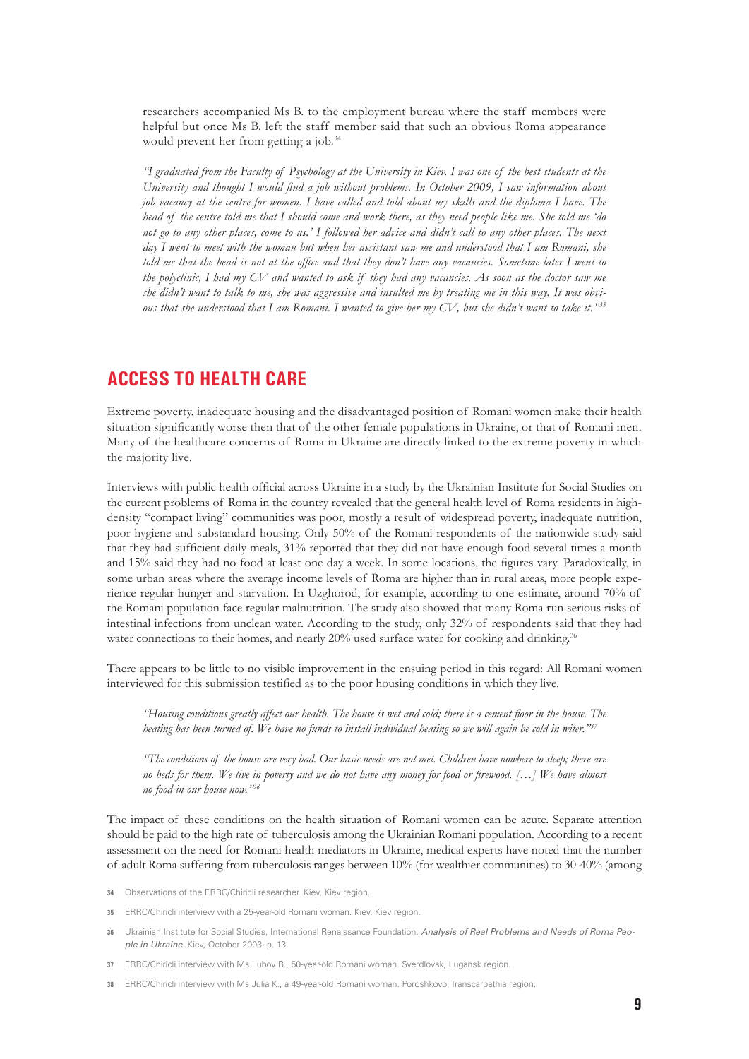researchers accompanied Ms B. to the employment bureau where the staff members were helpful but once Ms B. left the staff member said that such an obvious Roma appearance would prevent her from getting a job.[34]

> *"I graduated from the Faculty of Psychology at the University in Kiev. I was one of the best students at the University and thought I would find a job without problems. In October 2009, I saw information about job vacancy at the centre for women. I have called and told about my skills and the diploma I have. The head of the centre told me that I should come and work there, as they need people like me. She told me 'do not go to any other places, come to us.' I followed her advice and didn't call to any other places. The next day I went to meet with the woman but when her assistant saw me and understood that I am Romani, she told me that the head is not at the office and that they don't have any vacancies. Sometime later I went to the polyclinic, I had my CV and wanted to ask if they had any vacancies. As soon as the doctor saw me she didn't want to talk to me, she was aggressive and insulted me by treating me in this way. It was obvious that she understood that I am Romani. I wanted to give her my CV, but she didn't want to take it."*[35]

## ACCESS TO HEALTH CARE

Extreme poverty, inadequate housing and the disadvantaged position of Romani women make their health situation significantly worse then that of the other female populations in Ukraine, or that of Romani men. Many of the healthcare concerns of Roma in Ukraine are directly linked to the extreme poverty in which the majority live.

Interviews with public health official across Ukraine in a study by the Ukrainian Institute for Social Studies on the current problems of Roma in the country revealed that the general health level of Roma residents in high-density "compact living" communities was poor, mostly a result of widespread poverty, inadequate nutrition, poor hygiene and substandard housing. Only 50% of the Romani respondents of the nationwide study said that they had sufficient daily meals, 31% reported that they did not have enough food several times a month and 15% said they had no food at least one day a week. In some locations, the figures vary. Paradoxically, in some urban areas where the average income levels of Roma are higher than in rural areas, more people experience regular hunger and starvation. In Uzghorod, for example, according to one estimate, around 70% of the Romani population face regular malnutrition. The study also showed that many Roma run serious risks of intestinal infections from unclean water. According to the study, only 32% of respondents said that they had water connections to their homes, and nearly 20% used surface water for cooking and drinking.[36]

There appears to be little to no visible improvement in the ensuing period in this regard: All Romani women interviewed for this submission testified as to the poor housing conditions in which they live.

> *"Housing conditions greatly affect our health. The house is wet and cold; there is a cement floor in the house. The heating has been turned of. We have no funds to install individual heating so we will again be cold in witer."*[37]

> *"The conditions of the house are very bad. Our basic needs are not met. Children have nowhere to sleep; there are no beds for them. We live in poverty and we do not have any money for food or firewood. […] We have almost no food in our house now."*[38]

The impact of these conditions on the health situation of Romani women can be acute. Separate attention should be paid to the high rate of tuberculosis among the Ukrainian Romani population. According to a recent assessment on the need for Romani health mediators in Ukraine, medical experts have noted that the number of adult Roma suffering from tuberculosis ranges between 10% (for wealthier communities) to 30-40% (among

---

34 Observations of the ERRC/Chiricli researcher. Kiev, Kiev region.

35 ERRC/Chiricli interview with a 25-year-old Romani woman. Kiev, Kiev region.

36 Ukrainian Institute for Social Studies, International Renaissance Foundation. *Analysis of Real Problems and Needs of Roma People in Ukraine*. Kiev, October 2003, p. 13.

37 ERRC/Chiricli interview with Ms Lubov B., 50-year-old Romani woman. Sverdlovsk, Lugansk region.

38 ERRC/Chiricli interview with Ms Julia K., a 49-year-old Romani woman. Poroshkovo, Transcarpathia region.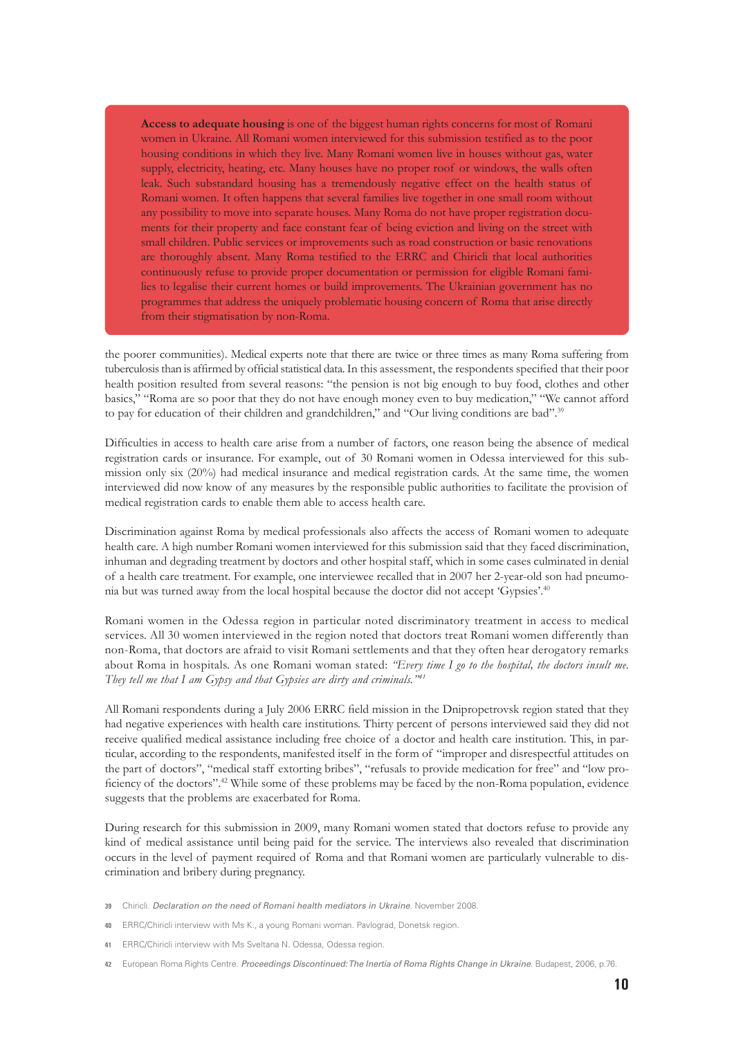**Access to adequate housing** is one of the biggest human rights concerns for most of Romani women in Ukraine. All Romani women interviewed for this submission testified as to the poor housing conditions in which they live. Many Romani women live in houses without gas, water supply, electricity, heating, etc. Many houses have no proper roof or windows, the walls often leak. Such substandard housing has a tremendously negative effect on the health status of Romani women. It often happens that several families live together in one small room without any possibility to move into separate houses. Many Roma do not have proper registration documents for their property and face constant fear of being eviction and living on the street with small children. Public services or improvements such as road construction or basic renovations are thoroughly absent. Many Roma testified to the ERRC and Chiricli that local authorities continuously refuse to provide proper documentation or permission for eligible Romani families to legalise their current homes or build improvements. The Ukrainian government has no programmes that address the uniquely problematic housing concern of Roma that arise directly from their stigmatisation by non-Roma.

the poorer communities). Medical experts note that there are twice or three times as many Roma suffering from tuberculosis than is affirmed by official statistical data. In this assessment, the respondents specified that their poor health position resulted from several reasons: "the pension is not big enough to buy food, clothes and other basics," "Roma are so poor that they do not have enough money even to buy medication," "We cannot afford to pay for education of their children and grandchildren," and "Our living conditions are bad".[39]

Difficulties in access to health care arise from a number of factors, one reason being the absence of medical registration cards or insurance. For example, out of 30 Romani women in Odessa interviewed for this submission only six (20%) had medical insurance and medical registration cards. At the same time, the women interviewed did now know of any measures by the responsible public authorities to facilitate the provision of medical registration cards to enable them able to access health care.

Discrimination against Roma by medical professionals also affects the access of Romani women to adequate health care. A high number Romani women interviewed for this submission said that they faced discrimination, inhuman and degrading treatment by doctors and other hospital staff, which in some cases culminated in denial of a health care treatment. For example, one interviewee recalled that in 2007 her 2-year-old son had pneumonia but was turned away from the local hospital because the doctor did not accept 'Gypsies'.[40]

Romani women in the Odessa region in particular noted discriminatory treatment in access to medical services. All 30 women interviewed in the region noted that doctors treat Romani women differently than non-Roma, that doctors are afraid to visit Romani settlements and that they often hear derogatory remarks about Roma in hospitals. As one Romani woman stated: *"Every time I go to the hospital, the doctors insult me. They tell me that I am Gypsy and that Gypsies are dirty and criminals."*[41]

All Romani respondents during a July 2006 ERRC field mission in the Dnipropetrovsk region stated that they had negative experiences with health care institutions. Thirty percent of persons interviewed said they did not receive qualified medical assistance including free choice of a doctor and health care institution. This, in particular, according to the respondents, manifested itself in the form of "improper and disrespectful attitudes on the part of doctors", "medical staff extorting bribes", "refusals to provide medication for free" and "low proficiency of the doctors".[42] While some of these problems may be faced by the non-Roma population, evidence suggests that the problems are exacerbated for Roma.

During research for this submission in 2009, many Romani women stated that doctors refuse to provide any kind of medical assistance until being paid for the service. The interviews also revealed that discrimination occurs in the level of payment required of Roma and that Romani women are particularly vulnerable to discrimination and bribery during pregnancy.

[39] Chiricli. *Declaration on the need of Romani health mediators in Ukraine*. November 2008.

[40] ERRC/Chiricli interview with Ms K., a young Romani woman. Pavlograd, Donetsk region.

[41] ERRC/Chiricli interview with Ms Sveltana N. Odessa, Odessa region.

[42] European Roma Rights Centre. *Proceedings Discontinued: The Inertia of Roma Rights Change in Ukraine*. Budapest, 2006, p.76.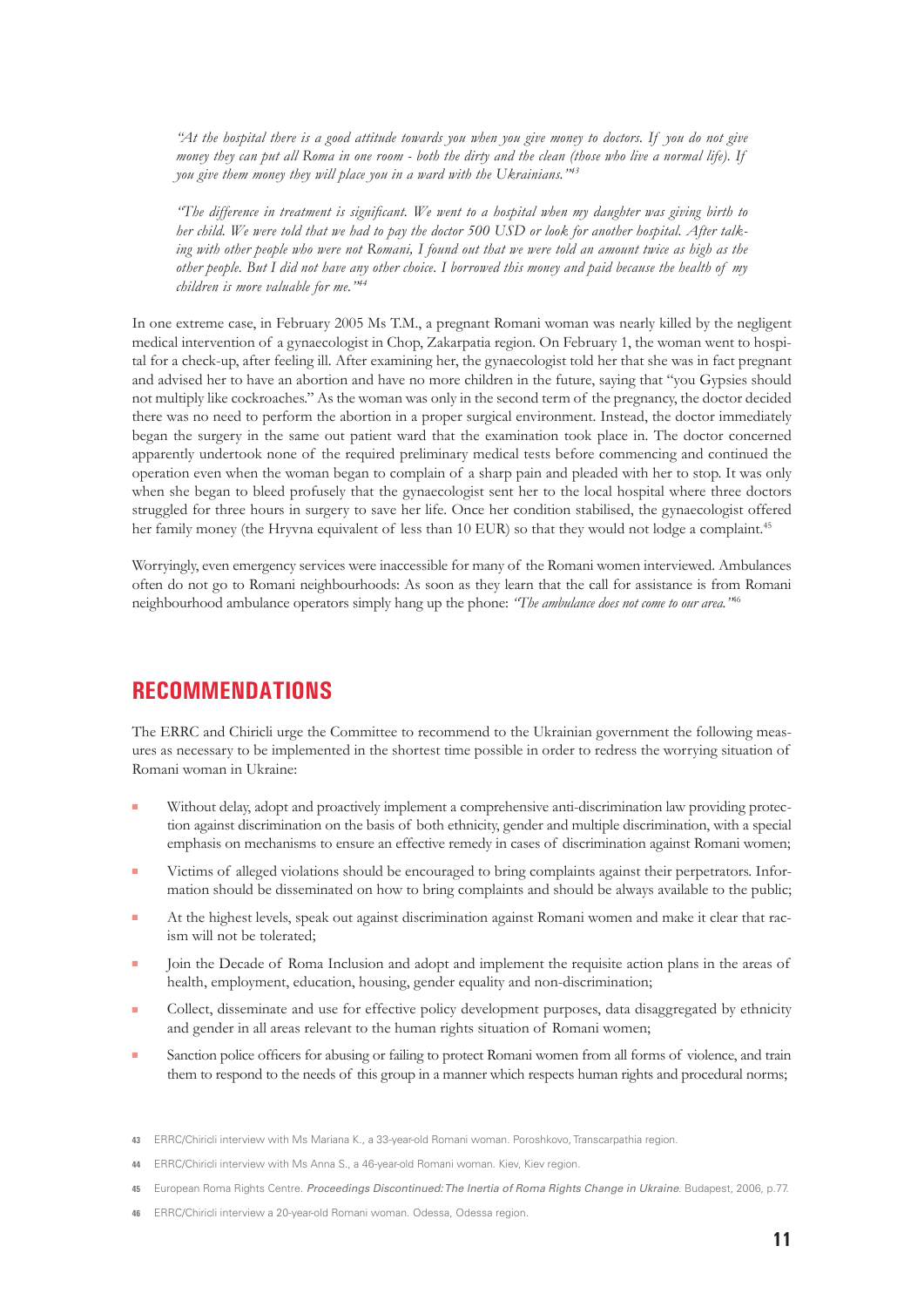*"At the hospital there is a good attitude towards you when you give money to doctors. If you do not give money they can put all Roma in one room - both the dirty and the clean (those who live a normal life). If you give them money they will place you in a ward with the Ukrainians."*[43]

*"The difference in treatment is significant. We went to a hospital when my daughter was giving birth to her child. We were told that we had to pay the doctor 500 USD or look for another hospital. After talking with other people who were not Romani, I found out that we were told an amount twice as high as the other people. But I did not have any other choice. I borrowed this money and paid because the health of my children is more valuable for me."*[44]

In one extreme case, in February 2005 Ms T.M., a pregnant Romani woman was nearly killed by the negligent medical intervention of a gynaecologist in Chop, Zakarpatia region. On February 1, the woman went to hospital for a check-up, after feeling ill. After examining her, the gynaecologist told her that she was in fact pregnant and advised her to have an abortion and have no more children in the future, saying that "you Gypsies should not multiply like cockroaches." As the woman was only in the second term of the pregnancy, the doctor decided there was no need to perform the abortion in a proper surgical environment. Instead, the doctor immediately began the surgery in the same out patient ward that the examination took place in. The doctor concerned apparently undertook none of the required preliminary medical tests before commencing and continued the operation even when the woman began to complain of a sharp pain and pleaded with her to stop. It was only when she began to bleed profusely that the gynaecologist sent her to the local hospital where three doctors struggled for three hours in surgery to save her life. Once her condition stabilised, the gynaecologist offered her family money (the Hryvna equivalent of less than 10 EUR) so that they would not lodge a complaint.[45]

Worryingly, even emergency services were inaccessible for many of the Romani women interviewed. Ambulances often do not go to Romani neighbourhoods: As soon as they learn that the call for assistance is from Romani neighbourhood ambulance operators simply hang up the phone: *"The ambulance does not come to our area."*[46]

## RECOMMENDATIONS

The ERRC and Chiricli urge the Committee to recommend to the Ukrainian government the following measures as necessary to be implemented in the shortest time possible in order to redress the worrying situation of Romani woman in Ukraine:

- Without delay, adopt and proactively implement a comprehensive anti-discrimination law providing protection against discrimination on the basis of both ethnicity, gender and multiple discrimination, with a special emphasis on mechanisms to ensure an effective remedy in cases of discrimination against Romani women;
- Victims of alleged violations should be encouraged to bring complaints against their perpetrators. Information should be disseminated on how to bring complaints and should be always available to the public;
- At the highest levels, speak out against discrimination against Romani women and make it clear that racism will not be tolerated;
- Join the Decade of Roma Inclusion and adopt and implement the requisite action plans in the areas of health, employment, education, housing, gender equality and non-discrimination;
- Collect, disseminate and use for effective policy development purposes, data disaggregated by ethnicity and gender in all areas relevant to the human rights situation of Romani women;
- Sanction police officers for abusing or failing to protect Romani women from all forms of violence, and train them to respond to the needs of this group in a manner which respects human rights and procedural norms;

---

[43] ERRC/Chiricli interview with Ms Mariana K., a 33-year-old Romani woman. Poroshkovo, Transcarpathia region.

[44] ERRC/Chiricli interview with Ms Anna S., a 46-year-old Romani woman. Kiev, Kiev region.

[45] European Roma Rights Centre. *Proceedings Discontinued: The Inertia of Roma Rights Change in Ukraine*. Budapest, 2006, p.77.

[46] ERRC/Chiricli interview a 20-year-old Romani woman. Odessa, Odessa region.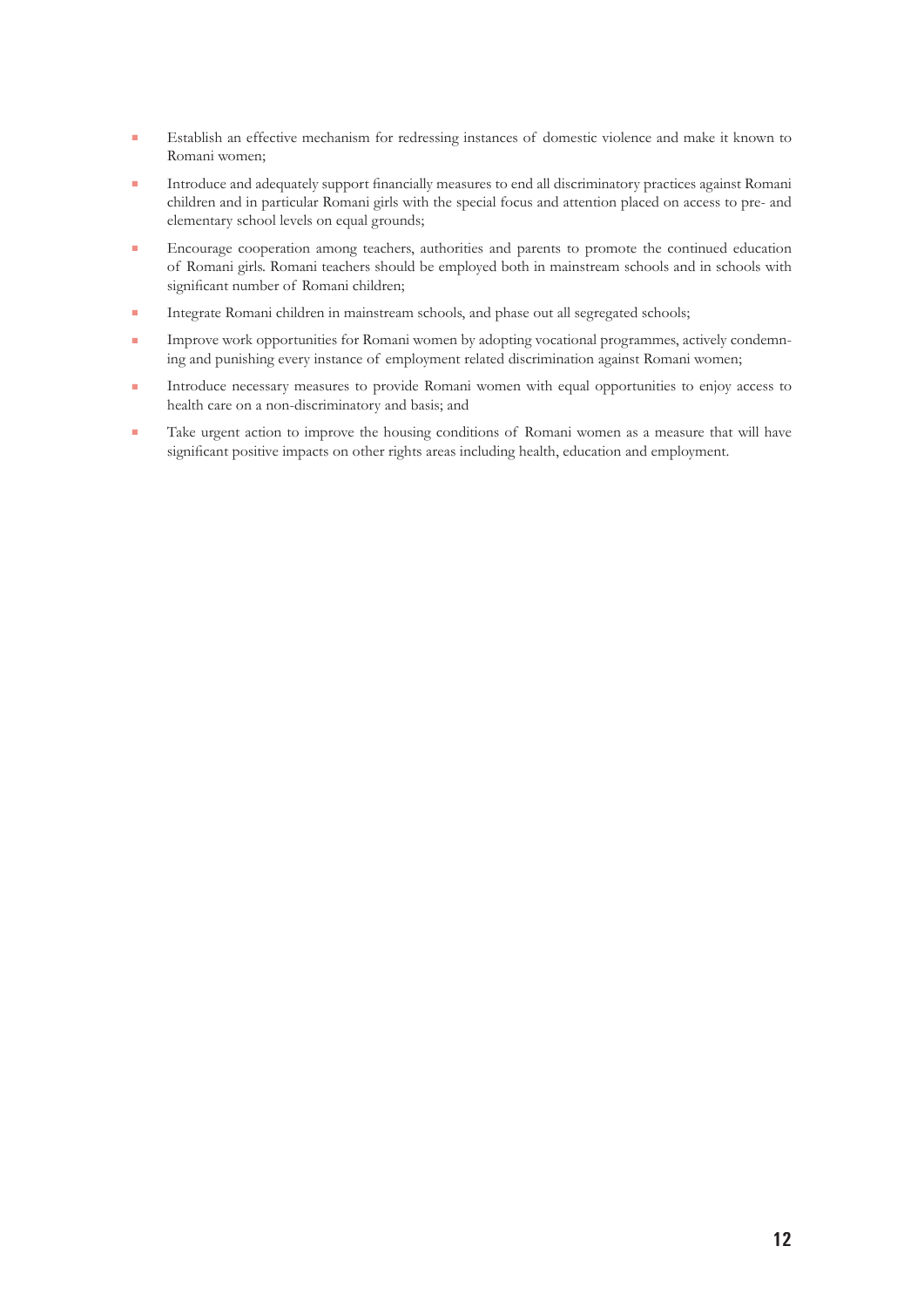- Establish an effective mechanism for redressing instances of domestic violence and make it known to Romani women;
- Introduce and adequately support financially measures to end all discriminatory practices against Romani children and in particular Romani girls with the special focus and attention placed on access to pre- and elementary school levels on equal grounds;
- Encourage cooperation among teachers, authorities and parents to promote the continued education of Romani girls. Romani teachers should be employed both in mainstream schools and in schools with significant number of Romani children;
- Integrate Romani children in mainstream schools, and phase out all segregated schools;
- Improve work opportunities for Romani women by adopting vocational programmes, actively condemning and punishing every instance of employment related discrimination against Romani women;
- Introduce necessary measures to provide Romani women with equal opportunities to enjoy access to health care on a non-discriminatory and basis; and
- Take urgent action to improve the housing conditions of Romani women as a measure that will have significant positive impacts on other rights areas including health, education and employment.